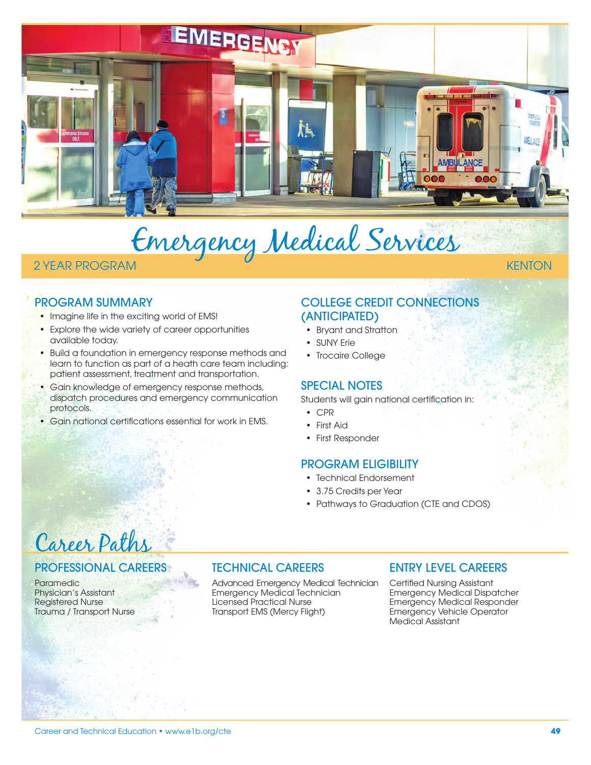# Emergency Medical Services

2 YEAR PROGRAM KENTON

## PROGRAM SUMMARY

- Imagine life in the exciting world of EMS!
- Explore the wide variety of career opportunities available today.
- Build a foundation in emergency response methods and learn to function as part of a heath care team including: patient assessment, treatment and transportation.
- Gain knowledge of emergency response methods, dispatch procedures and emergency communication protocols.
- Gain national certifications essential for work in EMS.

## COLLEGE CREDIT CONNECTIONS (ANTICIPATED)

- Bryant and Stratton
- SUNY Erie
- Trocaire College

## SPECIAL NOTES

Students will gain national certification in:

- CPR
- First Aid
- First Responder

## PROGRAM ELIGIBILITY

- Technical Endorsement
- 3.75 Credits per Year
- Pathways to Graduation (CTE and CDOS)

# Career Paths

## PROFESSIONAL CAREERS

Paramedic
Physician's Assistant
Registered Nurse
Trauma / Transport Nurse

## TECHNICAL CAREERS

Advanced Emergency Medical Technician
Emergency Medical Technician
Licensed Practical Nurse
Transport EMS (Mercy Flight)

## ENTRY LEVEL CAREERS

Certified Nursing Assistant
Emergency Medical Dispatcher
Emergency Medical Responder
Emergency Vehicle Operator
Medical Assistant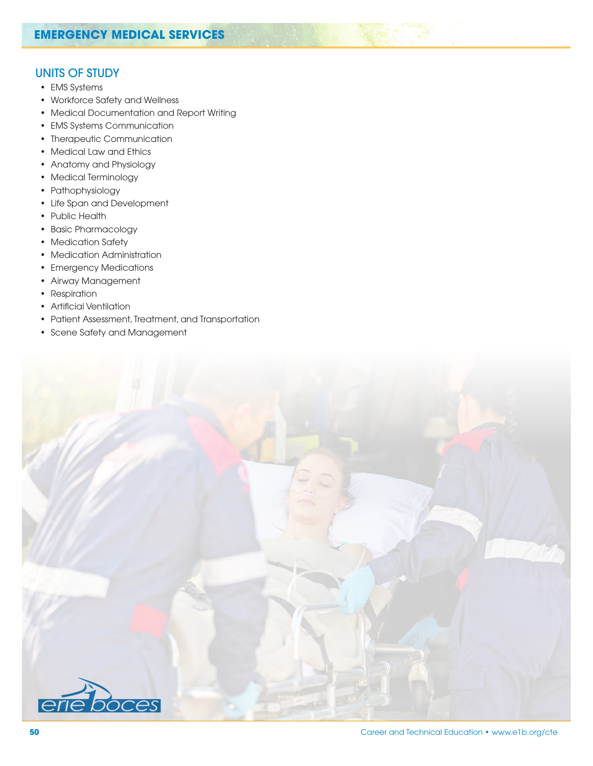## UNITS OF STUDY

- EMS Systems
- Workforce Safety and Wellness
- Medical Documentation and Report Writing
- EMS Systems Communication
- Therapeutic Communication
- Medical Law and Ethics
- Anatomy and Physiology
- Medical Terminology
- Pathophysiology
- Life Span and Development
- Public Health
- Basic Pharmacology
- Medication Safety
- Medication Administration
- Emergency Medications
- Airway Management
- Respiration
- Artificial Ventilation
- Patient Assessment, Treatment, and Transportation
- Scene Safety and Management